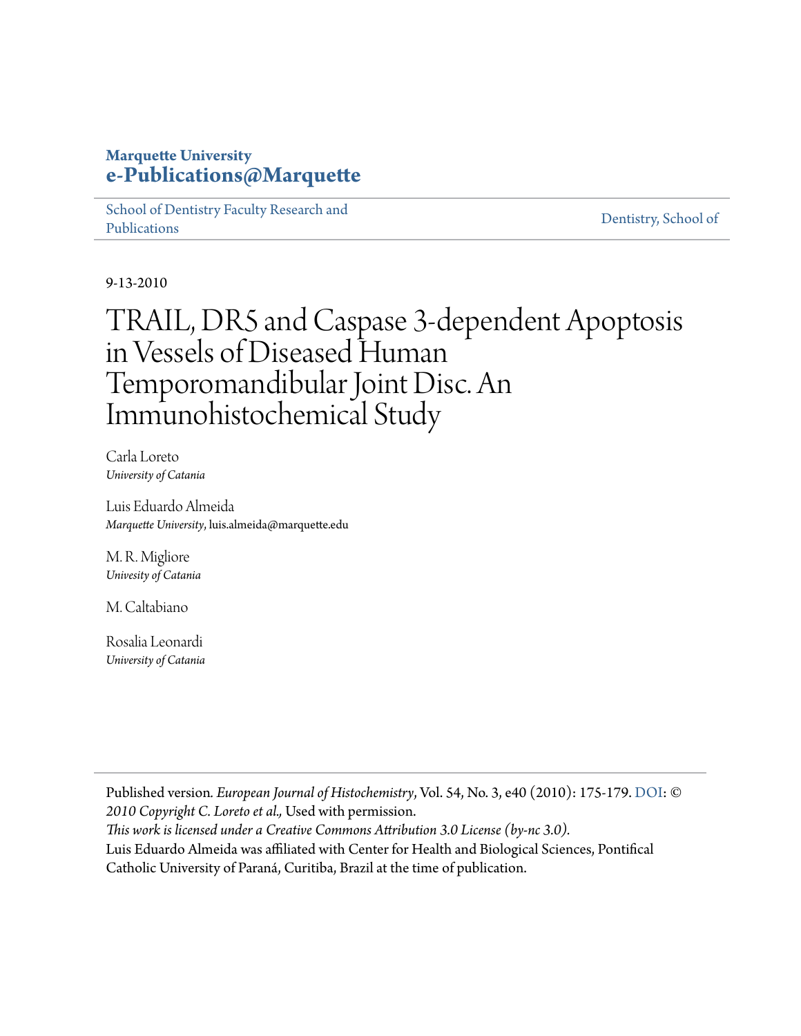**Marquette University**
**e-Publications@Marquette**

School of Dentistry Faculty Research and Publications | Dentistry, School of

9-13-2010

# TRAIL, DR5 and Caspase 3-dependent Apoptosis in Vessels of Diseased Human Temporomandibular Joint Disc. An Immunohistochemical Study

Carla Loreto
*University of Catania*

Luis Eduardo Almeida
*Marquette University*, luis.almeida@marquette.edu

M. R. Migliore
*Univesity of Catania*

M. Caltabiano

Rosalia Leonardi
*University of Catania*

---

Published version. *European Journal of Histochemistry*, Vol. 54, No. 3, e40 (2010): 175-179. DOI: © *2010 Copyright C. Loreto et al.,* Used with permission.
*This work is licensed under a Creative Commons Attribution 3.0 License (by-nc 3.0).*
Luis Eduardo Almeida was affiliated with Center for Health and Biological Sciences, Pontifical Catholic University of Paraná, Curitiba, Brazil at the time of publication.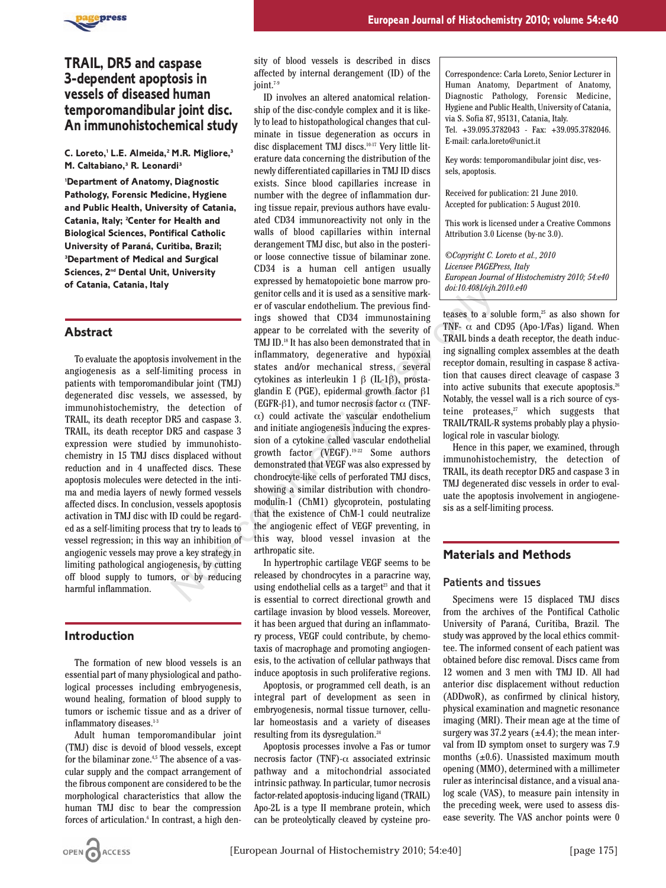# TRAIL, DR5 and caspase 3-dependent apoptosis in vessels of diseased human temporomandibular joint disc. An immunohistochemical study

**C. Loreto,[1] L.E. Almeida,[2] M.R. Migliore,[3] M. Caltabiano,[3] R. Leonardi[3]**

[1]Department of Anatomy, Diagnostic Pathology, Forensic Medicine, Hygiene and Public Health, University of Catania, Catania, Italy; [2]Center for Health and Biological Sciences, Pontifical Catholic University of Paraná, Curitiba, Brazil; [3]Department of Medical and Surgical Sciences, 2nd Dental Unit, University of Catania, Catania, Italy

## Abstract

To evaluate the apoptosis involvement in the angiogenesis as a self-limiting process in patients with temporomandibular joint (TMJ) degenerated disc vessels, we assessed, by immunohistochemistry, the detection of TRAIL, its death receptor DR5 and caspase 3. TRAIL, its death receptor DR5 and caspase 3 expression were studied by immunohistochemistry in 15 TMJ discs displaced without reduction and in 4 unaffected discs. These apoptosis molecules were detected in the intima and media layers of newly formed vessels affected discs. In conclusion, vessels apoptosis activation in TMJ disc with ID could be regarded as a self-limiting process that try to leads to vessel regression; in this way an inhibition of angiogenic vessels may prove a key strategy in limiting pathological angiogenesis, by cutting off blood supply to tumors, or by reducing harmful inflammation.

## Introduction

The formation of new blood vessels is an essential part of many physiological and pathological processes including embryogenesis, wound healing, formation of blood supply to tumors or ischemic tissue and as a driver of inflammatory diseases.[1-3]

Adult human temporomandibular joint (TMJ) disc is devoid of blood vessels, except for the bilaminar zone.[4,5] The absence of a vascular supply and the compact arrangement of the fibrous component are considered to be the morphological characteristics that allow the human TMJ disc to bear the compression forces of articulation.[6] In contrast, a high density of blood vessels is described in discs affected by internal derangement (ID) of the joint.[7-9]

ID involves an altered anatomical relationship of the disc-condyle complex and it is likely to lead to histopathological changes that culminate in tissue degeneration as occurs in disc displacement TMJ discs.[10-17] Very little literature data concerning the distribution of the newly differentiated capillaries in TMJ ID discs exists. Since blood capillaries increase in number with the degree of inflammation during tissue repair, previous authors have evaluated CD34 immunoreactivity not only in the walls of blood capillaries within internal derangement TMJ disc, but also in the posterior loose connective tissue of bilaminar zone. CD34 is a human cell antigen usually expressed by hematopoietic bone marrow progenitor cells and it is used as a sensitive marker of vascular endothelium. The previous findings showed that CD34 immunostaining appear to be correlated with the severity of TMJ ID.[18] It has also been demonstrated that in inflammatory, degenerative and hypoxial states and/or mechanical stress, several cytokines as interleukin 1 β (IL-1β), prostaglandin E (PGE), epidermal growth factor β1 (EGFR-β1), and tumor necrosis factor α (TNF-α) could activate the vascular endothelium and initiate angiogenesis inducing the expression of a cytokine called vascular endothelial growth factor (VEGF).[19-22] Some authors demonstrated that VEGF was also expressed by chondrocyte-like cells of perforated TMJ discs, showing a similar distribution with chondromodulin-1 (ChM1) glycoprotein, postulating that the existence of ChM-1 could neutralize the angiogenic effect of VEGF preventing, in this way, blood vessel invasion at the arthropatic site.

In hypertrophic cartilage VEGF seems to be released by chondrocytes in a paracrine way, using endothelial cells as a target[23] and that it is essential to correct directional growth and cartilage invasion by blood vessels. Moreover, it has been argued that during an inflammatory process, VEGF could contribute, by chemotaxis of macrophage and promoting angiogenesis, to the activation of cellular pathways that induce apoptosis in such proliferative regions.

Apoptosis, or programmed cell death, is an integral part of development as seen in embryogenesis, normal tissue turnover, cellular homeostasis and a variety of diseases resulting from its dysregulation.[24]

Apoptosis processes involve a Fas or tumor necrosis factor (TNF)-α associated extrinsic pathway and a mitochondrial associated intrinsic pathway. In particular, tumor necrosis factor-related apoptosis-inducing ligand (TRAIL) Apo-2L is a type II membrane protein, which can be proteolytically cleaved by cysteine proteases to a soluble form,[25] as also shown for TNF- α and CD95 (Apo-1/Fas) ligand. When TRAIL binds a death receptor, the death inducing signalling complex assembles at the death receptor domain, resulting in caspase 8 activation that causes direct cleavage of caspase 3 into active subunits that execute apoptosis.[26] Notably, the vessel wall is a rich source of cysteine proteases,[27] which suggests that TRAIL/TRAIL-R systems probably play a physiological role in vascular biology.

Hence in this paper, we examined, through immunohistochemistry, the detection of TRAIL, its death receptor DR5 and caspase 3 in TMJ degenerated disc vessels in order to evaluate the apoptosis involvement in angiogenesis as a self-limiting process.

Correspondence: Carla Loreto, Senior Lecturer in Human Anatomy, Department of Anatomy, Diagnostic Pathology, Forensic Medicine, Hygiene and Public Health, University of Catania, via S. Sofia 87, 95131, Catania, Italy.
Tel. +39.095.3782043 - Fax: +39.095.3782046.
E-mail: carla.loreto@unict.it

Key words: temporomandibular joint disc, vessels, apoptosis.

Received for publication: 21 June 2010.
Accepted for publication: 5 August 2010.

This work is licensed under a Creative Commons Attribution 3.0 License (by-nc 3.0).

*©Copyright C. Loreto et al., 2010*
*Licensee PAGEPress, Italy*
*European Journal of Histochemistry 2010; 54:e40*
*doi:10.4081/ejh.2010.e40*

## Materials and Methods

### Patients and tissues

Specimens were 15 displaced TMJ discs from the archives of the Pontifical Catholic University of Paraná, Curitiba, Brazil. The study was approved by the local ethics committee. The informed consent of each patient was obtained before disc removal. Discs came from 12 women and 3 men with TMJ ID. All had anterior disc displacement without reduction (ADDwoR), as confirmed by clinical history, physical examination and magnetic resonance imaging (MRI). Their mean age at the time of surgery was 37.2 years (±4.4); the mean interval from ID symptom onset to surgery was 7.9 months (±0.6). Unassisted maximum mouth opening (MMO), determined with a millimeter ruler as interincisal distance, and a visual analog scale (VAS), to measure pain intensity in the preceding week, were used to assess disease severity. The VAS anchor points were 0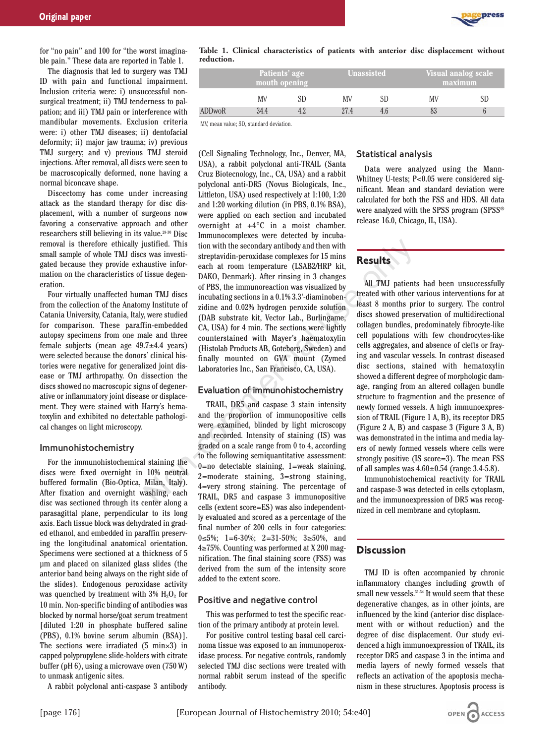for "no pain" and 100 for "the worst imaginable pain." These data are reported in Table 1.

The diagnosis that led to surgery was TMJ ID with pain and functional impairment. Inclusion criteria were: i) unsuccessful non-surgical treatment; ii) TMJ tenderness to palpation; and iii) TMJ pain or interference with mandibular movements. Exclusion criteria were: i) other TMJ diseases; ii) dentofacial deformity; ii) major jaw trauma; iv) previous TMJ surgery; and v) previous TMJ steroid injections. After removal, all discs were seen to be macroscopically deformed, none having a normal biconcave shape.

Discectomy has come under increasing attack as the standard therapy for disc displacement, with a number of surgeons now favoring a conservative approach and other researchers still believing in its value.[28-30] Disc removal is therefore ethically justified. This small sample of whole TMJ discs was investigated because they provide exhaustive information on the characteristics of tissue degeneration.

Four virtually unaffected human TMJ discs from the collection of the Anatomy Institute of Catania University, Catania, Italy, were studied for comparison. These paraffin-embedded autopsy specimens from one male and three female subjects (mean age 49.7±4.4 years) were selected because the donors' clinical histories were negative for generalized joint disease or TMJ arthropathy. On dissection the discs showed no macroscopic signs of degenerative or inflammatory joint disease or displacement. They were stained with Harry's hematoxylin and exhibited no detectable pathological changes on light microscopy.

**Table 1. Clinical characteristics of patients with anterior disc displacement without reduction.**

| | Patients' age mouth opening | | Unassisted | | Visual analog scale maximum | |
|---|---|---|---|---|---|---|
| | MV | SD | MV | SD | MV | SD |
| ADDwoR | 34.4 | 4.2 | 27.4 | 4.6 | 83 | 6 |

MV, mean value; SD, standard deviation.

## Immunohistochemistry

For the immunohistochemical staining the discs were fixed overnight in 10% neutral buffered formalin (Bio-Optica, Milan, Italy). After fixation and overnight washing, each disc was sectioned through its center along a parasagittal plane, perpendicular to its long axis. Each tissue block was dehydrated in graded ethanol, and embedded in paraffin preserving the longitudinal anatomical orientation. Specimens were sectioned at a thickness of 5 µm and placed on silanized glass slides (the anterior band being always on the right side of the slides). Endogenous peroxidase activity was quenched by treatment with 3% $H_2O_2$ for 10 min. Non-specific binding of antibodies was blocked by normal horse/goat serum treatment [diluted 1:20 in phosphate buffered saline (PBS), 0.1% bovine serum albumin (BSA)]. The sections were irradiated (5 min×3) in capped polypropylene slide-holders with citrate buffer (pH 6), using a microwave oven (750 W) to unmask antigenic sites.

A rabbit polyclonal anti-caspase 3 antibody (Cell Signaling Technology, Inc., Denver, MA, USA), a rabbit polyclonal anti-TRAIL (Santa Cruz Biotecnology, Inc., CA, USA) and a rabbit polyclonal anti-DR5 (Novus Biologicals, Inc., Littleton, USA) used respectively at 1:100, 1:20 and 1:20 working dilution (in PBS, 0.1% BSA), were applied on each section and incubated overnight at +4°C in a moist chamber. Immunocomplexes were detected by incubation with the secondary antibody and then with streptavidin-peroxidase complexes for 15 mins each at room temperature (LSAB2/HRP kit, DAKO, Denmark). After rinsing in 3 changes of PBS, the immunoreaction was visualized by incubating sections in a 0.1% 3.3'-diaminobenzidine and 0.02% hydrogen peroxide solution (DAB substrate kit, Vector Lab., Burlingame, CA, USA) for 4 min. The sections were lightly counterstained with Mayer's haematoxylin (Histolab Products AB, Goteborg, Sweden) and finally mounted on GVA mount (Zymed Laboratories Inc., San Francisco, CA, USA).

## Evaluation of immunohistochemistry

TRAIL, DR5 and caspase 3 stain intensity and the proportion of immunopositive cells were examined, blinded by light microscopy and recorded. Intensity of staining (IS) was graded on a scale range from 0 to 4, according to the following semiquantitative assessment: 0=no detectable staining, 1=weak staining, 2=moderate staining, 3=strong staining, 4=very strong staining. The percentage of TRAIL, DR5 and caspase 3 immunopositive cells (extent score=ES) was also independently evaluated and scored as a percentage of the final number of 200 cells in four categories: 0≤5%; 1=6-30%; 2=31-50%; 3≥50%, and 4≥75%. Counting was performed at X 200 magnification. The final staining score (FSS) was derived from the sum of the intensity score added to the extent score.

## Positive and negative control

This was performed to test the specific reaction of the primary antibody at protein level.

For positive control testing basal cell carcinoma tissue was exposed to an immunoperoxidase process. For negative controls, randomly selected TMJ disc sections were treated with normal rabbit serum instead of the specific antibody.

## Statistical analysis

Data were analyzed using the Mann-Whitney U-tests; $P<0.05$ were considered significant. Mean and standard deviation were calculated for both the FSS and HDS. All data were analyzed with the SPSS program (SPSS® release 16.0, Chicago, IL, USA).

# Results

All TMJ patients had been unsuccessfully treated with other various interventions for at least 8 months prior to surgery. The control discs showed preservation of multidirectional collagen bundles, predominately fibrocyte-like cell populations with few chondrocytes-like cells aggregates, and absence of clefts or fraying and vascular vessels. In contrast diseased disc sections, stained with hematoxylin showed a different degree of morphologic damage, ranging from an altered collagen bundle structure to fragmention and the presence of newly formed vessels. A high immunoexpression of TRAIL (Figure 1 A, B), its receptor DR5 (Figure 2 A, B) and caspase 3 (Figure 3 A, B) was demonstrated in the intima and media layers of newly formed vessels where cells were strongly positive (IS score=3). The mean FSS of all samples was 4.60±0.54 (range 3.4-5.8).

Immunohistochemical reactivity for TRAIL and caspase-3 was detected in cells cytoplasm, and the immunoexpression of DR5 was recognized in cell membrane and cytoplasm.

# Discussion

TMJ ID is often accompanied by chronic inflammatory changes including growth of small new vessels.[31-34] It would seem that these degenerative changes, as in other joints, are influenced by the kind (anterior disc displacement with or without reduction) and the degree of disc displacement. Our study evidenced a high immunoexpression of TRAIL, its receptor DR5 and caspase 3 in the intima and media layers of newly formed vessels that reflects an activation of the apoptosis mechanism in these structures. Apoptosis process is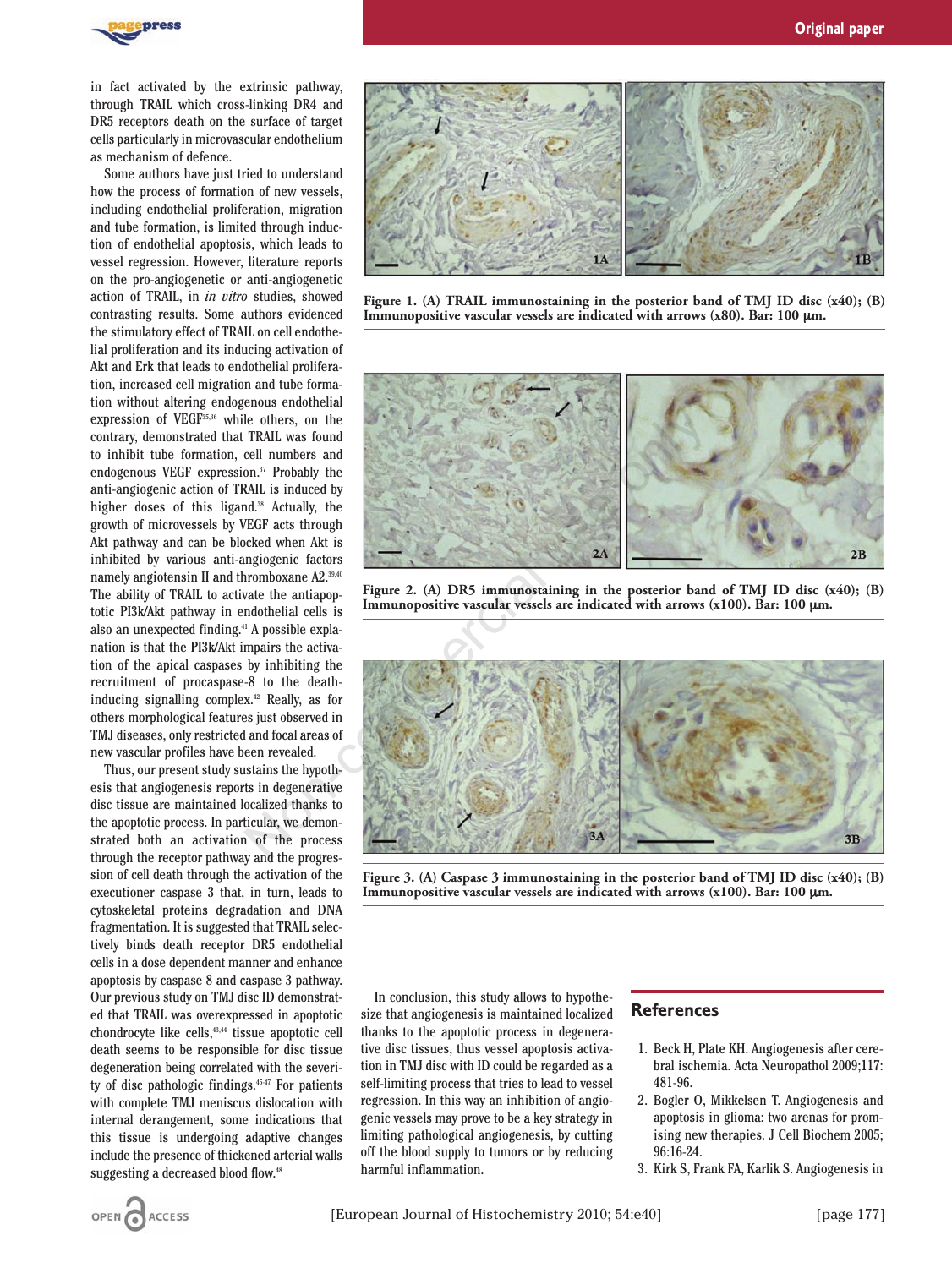in fact activated by the extrinsic pathway, through TRAIL which cross-linking DR4 and DR5 receptors death on the surface of target cells particularly in microvascular endothelium as mechanism of defence.

Some authors have just tried to understand how the process of formation of new vessels, including endothelial proliferation, migration and tube formation, is limited through induction of endothelial apoptosis, which leads to vessel regression. However, literature reports on the pro-angiogenetic or anti-angiogenetic action of TRAIL, in *in vitro* studies, showed contrasting results. Some authors evidenced the stimulatory effect of TRAIL on cell endothelial proliferation and its inducing activation of Akt and Erk that leads to endothelial proliferation, increased cell migration and tube formation without altering endogenous endothelial expression of VEGF[35,36] while others, on the contrary, demonstrated that TRAIL was found to inhibit tube formation, cell numbers and endogenous VEGF expression.[37] Probably the anti-angiogenic action of TRAIL is induced by higher doses of this ligand.[38] Actually, the growth of microvessels by VEGF acts through Akt pathway and can be blocked when Akt is inhibited by various anti-angiogenic factors namely angiotensin II and thromboxane A2.[39,40] The ability of TRAIL to activate the antiapoptotic PI3k/Akt pathway in endothelial cells is also an unexpected finding.[41] A possible explanation is that the PI3k/Akt impairs the activation of the apical caspases by inhibiting the recruitment of procaspase-8 to the death-inducing signalling complex.[42] Really, as for others morphological features just observed in TMJ diseases, only restricted and focal areas of new vascular profiles have been revealed.

Thus, our present study sustains the hypothesis that angiogenesis reports in degenerative disc tissue are maintained localized thanks to the apoptotic process. In particular, we demonstrated both an activation of the process through the receptor pathway and the progression of cell death through the activation of the executioner caspase 3 that, in turn, leads to cytoskeletal proteins degradation and DNA fragmentation. It is suggested that TRAIL selectively binds death receptor DR5 endothelial cells in a dose dependent manner and enhance apoptosis by caspase 8 and caspase 3 pathway. Our previous study on TMJ disc ID demonstrated that TRAIL was overexpressed in apoptotic chondrocyte like cells,[43,44] tissue apoptotic cell death seems to be responsible for disc tissue degeneration being correlated with the severity of disc pathologic findings.[45-47] For patients with complete TMJ meniscus dislocation with internal derangement, some indications that this tissue is undergoing adaptive changes include the presence of thickened arterial walls suggesting a decreased blood flow.[48]

Figure 1. (A) TRAIL immunostaining in the posterior band of TMJ ID disc (x40); (B) Immunopositive vascular vessels are indicated with arrows (x80). Bar: 100 μm.

Figure 2. (A) DR5 immunostaining in the posterior band of TMJ ID disc (x40); (B) Immunopositive vascular vessels are indicated with arrows (x100). Bar: 100 μm.

Figure 3. (A) Caspase 3 immunostaining in the posterior band of TMJ ID disc (x40); (B) Immunopositive vascular vessels are indicated with arrows (x100). Bar: 100 μm.

In conclusion, this study allows to hypothesize that angiogenesis is maintained localized thanks to the apoptotic process in degenerative disc tissues, thus vessel apoptosis activation in TMJ disc with ID could be regarded as a self-limiting process that tries to lead to vessel regression. In this way an inhibition of angiogenic vessels may prove to be a key strategy in limiting pathological angiogenesis, by cutting off the blood supply to tumors or by reducing harmful inflammation.

## References

1. Beck H, Plate KH. Angiogenesis after cerebral ischemia. Acta Neuropathol 2009;117: 481-96.
2. Bogler O, Mikkelsen T. Angiogenesis and apoptosis in glioma: two arenas for promising new therapies. J Cell Biochem 2005; 96:16-24.
3. Kirk S, Frank FA, Karlik S. Angiogenesis in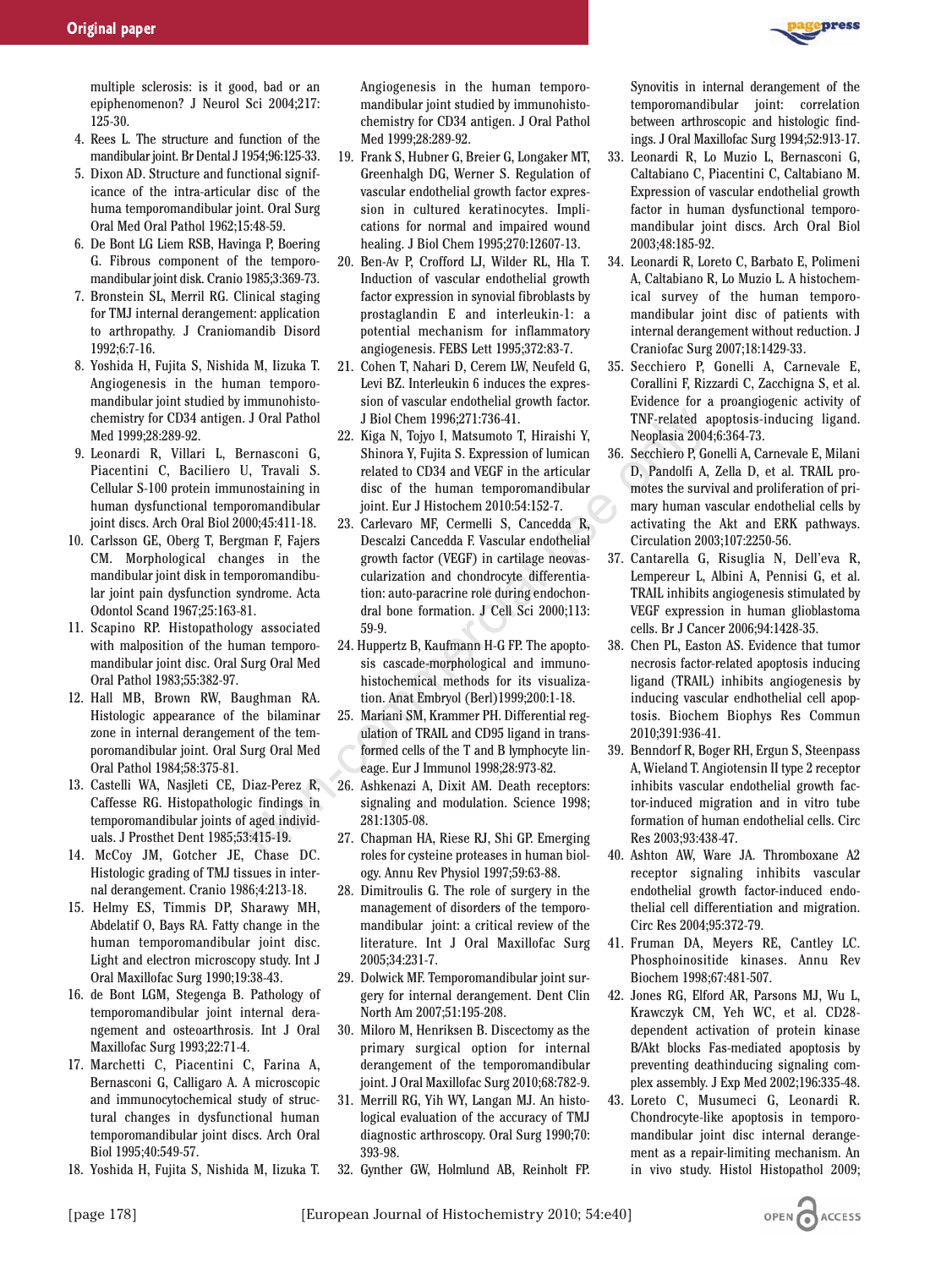multiple sclerosis: is it good, bad or an epiphenomenon? J Neurol Sci 2004;217: 125-30.

4. Rees L. The structure and function of the mandibular joint. Br Dental J 1954;96:125-33.
5. Dixon AD. Structure and functional significance of the intra-articular disc of the huma temporomandibular joint. Oral Surg Oral Med Oral Pathol 1962;15:48-59.
6. De Bont LG Liem RSB, Havinga P, Boering G. Fibrous component of the temporomandibular joint disk. Cranio 1985;3:369-73.
7. Bronstein SL, Merril RG. Clinical staging for TMJ internal derangement: application to arthropathy. J Craniomandib Disord 1992;6:7-16.
8. Yoshida H, Fujita S, Nishida M, Iizuka T. Angiogenesis in the human temporomandibular joint studied by immunohistochemistry for CD34 antigen. J Oral Pathol Med 1999;28:289-92.
9. Leonardi R, Villari L, Bernasconi G, Piacentini C, Baciliero U, Travali S. Cellular S-100 protein immunostaining in human dysfunctional temporomandibular joint discs. Arch Oral Biol 2000;45:411-18.
10. Carlsson GE, Oberg T, Bergman F, Fajers CM. Morphological changes in the mandibular joint disk in temporomandibular joint pain dysfunction syndrome. Acta Odontol Scand 1967;25:163-81.
11. Scapino RP. Histopathology associated with malposition of the human temporomandibular joint disc. Oral Surg Oral Med Oral Pathol 1983;55:382-97.
12. Hall MB, Brown RW, Baughman RA. Histologic appearance of the bilaminar zone in internal derangement of the temporomandibular joint. Oral Surg Oral Med Oral Pathol 1984;58:375-81.
13. Castelli WA, Nasjleti CE, Diaz-Perez R, Caffesse RG. Histopathologic findings in temporomandibular joints of aged individuals. J Prosthet Dent 1985;53:415-19.
14. McCoy JM, Gotcher JE, Chase DC. Histologic grading of TMJ tissues in internal derangement. Cranio 1986;4:213-18.
15. Helmy ES, Timmis DP, Sharawy MH, Abdelatif O, Bays RA. Fatty change in the human temporomandibular joint disc. Light and electron microscopy study. Int J Oral Maxillofac Surg 1990;19:38-43.
16. de Bont LGM, Stegenga B. Pathology of temporomandibular joint internal derangement and osteoarthrosis. Int J Oral Maxillofac Surg 1993;22:71-4.
17. Marchetti C, Piacentini C, Farina A, Bernasconi G, Calligaro A. A microscopic and immunocytochemical study of structural changes in dysfunctional human temporomandibular joint discs. Arch Oral Biol 1995;40:549-57.
18. Yoshida H, Fujita S, Nishida M, Iizuka T. Angiogenesis in the human temporomandibular joint studied by immunohistochemistry for CD34 antigen. J Oral Pathol Med 1999;28:289-92.
19. Frank S, Hubner G, Breier G, Longaker MT, Greenhalgh DG, Werner S. Regulation of vascular endothelial growth factor expression in cultured keratinocytes. Implications for normal and impaired wound healing. J Biol Chem 1995;270:12607-13.
20. Ben-Av P, Crofford LJ, Wilder RL, Hla T. Induction of vascular endothelial growth factor expression in synovial fibroblasts by prostaglandin E and interleukin-1: a potential mechanism for inflammatory angiogenesis. FEBS Lett 1995;372:83-7.
21. Cohen T, Nahari D, Cerem LW, Neufeld G, Levi BZ. Interleukin 6 induces the expression of vascular endothelial growth factor. J Biol Chem 1996;271:736-41.
22. Kiga N, Tojyo I, Matsumoto T, Hiraishi Y, Shinora Y, Fujita S. Expression of lumican related to CD34 and VEGF in the articular disc of the human temporomandibular joint. Eur J Histochem 2010;54:152-7.
23. Carlevaro MF, Cermelli S, Cancedda R, Descalzi Cancedda F. Vascular endothelial growth factor (VEGF) in cartilage neovascularization and chondrocyte differentiation: auto-paracrine role during endochondral bone formation. J Cell Sci 2000;113: 59-9.
24. Huppertz B, Kaufmann H-G FP. The apoptosis cascade-morphological and immunohistochemical methods for its visualization. Anat Embryol (Berl)1999;200:1-18.
25. Mariani SM, Krammer PH. Differential regulation of TRAIL and CD95 ligand in transformed cells of the T and B lymphocyte lineage. Eur J Immunol 1998;28:973-82.
26. Ashkenazi A, Dixit AM. Death receptors: signaling and modulation. Science 1998; 281:1305-08.
27. Chapman HA, Riese RJ, Shi GP. Emerging roles for cysteine proteases in human biology. Annu Rev Physiol 1997;59:63-88.
28. Dimitroulis G. The role of surgery in the management of disorders of the temporomandibular joint: a critical review of the literature. Int J Oral Maxillofac Surg 2005;34:231-7.
29. Dolwick MF. Temporomandibular joint surgery for internal derangement. Dent Clin North Am 2007;51:195-208.
30. Miloro M, Henriksen B. Discectomy as the primary surgical option for internal derangement of the temporomandibular joint. J Oral Maxillofac Surg 2010;68:782-9.
31. Merrill RG, Yih WY, Langan MJ. An histological evaluation of the accuracy of TMJ diagnostic arthroscopy. Oral Surg 1990;70: 393-98.
32. Gynther GW, Holmlund AB, Reinholt FP. Synovitis in internal derangement of the temporomandibular joint: correlation between arthroscopic and histologic findings. J Oral Maxillofac Surg 1994;52:913-17.
33. Leonardi R, Lo Muzio L, Bernasconi G, Caltabiano C, Piacentini C, Caltabiano M. Expression of vascular endothelial growth factor in human dysfunctional temporomandibular joint discs. Arch Oral Biol 2003;48:185-92.
34. Leonardi R, Loreto C, Barbato E, Polimeni A, Caltabiano R, Lo Muzio L. A histochemical survey of the human temporomandibular joint disc of patients with internal derangement without reduction. J Craniofac Surg 2007;18:1429-33.
35. Secchiero P, Gonelli A, Carnevale E, Corallini F, Rizzardi C, Zacchigna S, et al. Evidence for a proangiogenic activity of TNF-related apoptosis-inducing ligand. Neoplasia 2004;6:364-73.
36. Secchiero P, Gonelli A, Carnevale E, Milani D, Pandolfi A, Zella D, et al. TRAIL promotes the survival and proliferation of primary human vascular endothelial cells by activating the Akt and ERK pathways. Circulation 2003;107:2250-56.
37. Cantarella G, Risuglia N, Dell'eva R, Lempereur L, Albini A, Pennisi G, et al. TRAIL inhibits angiogenesis stimulated by VEGF expression in human glioblastoma cells. Br J Cancer 2006;94:1428-35.
38. Chen PL, Easton AS. Evidence that tumor necrosis factor-related apoptosis inducing ligand (TRAIL) inhibits angiogenesis by inducing vascular endhothelial cell apoptosis. Biochem Biophys Res Commun 2010;391:936-41.
39. Benndorf R, Boger RH, Ergun S, Steenpass A, Wieland T. Angiotensin II type 2 receptor inhibits vascular endothelial growth factor-induced migration and in vitro tube formation of human endothelial cells. Circ Res 2003;93:438-47.
40. Ashton AW, Ware JA. Thromboxane A2 receptor signaling inhibits vascular endothelial growth factor-induced endothelial cell differentiation and migration. Circ Res 2004;95:372-79.
41. Fruman DA, Meyers RE, Cantley LC. Phosphoinositide kinases. Annu Rev Biochem 1998;67:481-507.
42. Jones RG, Elford AR, Parsons MJ, Wu L, Krawczyk CM, Yeh WC, et al. CD28-dependent activation of protein kinase B/Akt blocks Fas-mediated apoptosis by preventing deathinducing signaling complex assembly. J Exp Med 2002;196:335-48.
43. Loreto C, Musumeci G, Leonardi R. Chondrocyte-like apoptosis in temporomandibular joint disc internal derangement as a repair-limiting mechanism. An in vivo study. Histol Histopathol 2009;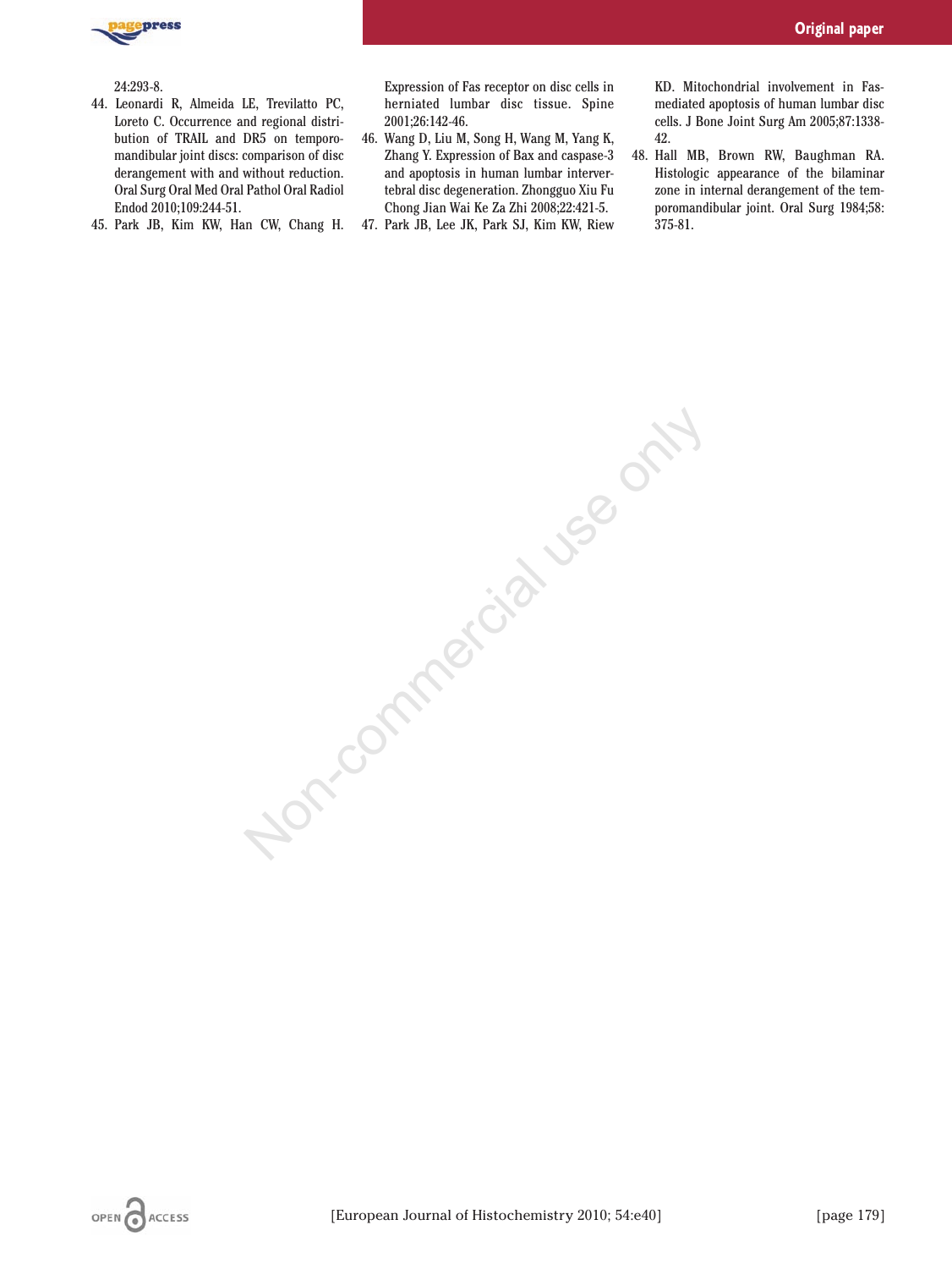24:293-8.

44. Leonardi R, Almeida LE, Trevilatto PC, Loreto C. Occurrence and regional distribution of TRAIL and DR5 on temporomandibular joint discs: comparison of disc derangement with and without reduction. Oral Surg Oral Med Oral Pathol Oral Radiol Endod 2010;109:244-51.
45. Park JB, Kim KW, Han CW, Chang H. Expression of Fas receptor on disc cells in herniated lumbar disc tissue. Spine 2001;26:142-46.
46. Wang D, Liu M, Song H, Wang M, Yang K, Zhang Y. Expression of Bax and caspase-3 and apoptosis in human lumbar intervertebral disc degeneration. Zhongguo Xiu Fu Chong Jian Wai Ke Za Zhi 2008;22:421-5.
47. Park JB, Lee JK, Park SJ, Kim KW, Riew KD. Mitochondrial involvement in Fas-mediated apoptosis of human lumbar disc cells. J Bone Joint Surg Am 2005;87:1338-42.
48. Hall MB, Brown RW, Baughman RA. Histologic appearance of the bilaminar zone in internal derangement of the temporomandibular joint. Oral Surg 1984;58: 375-81.